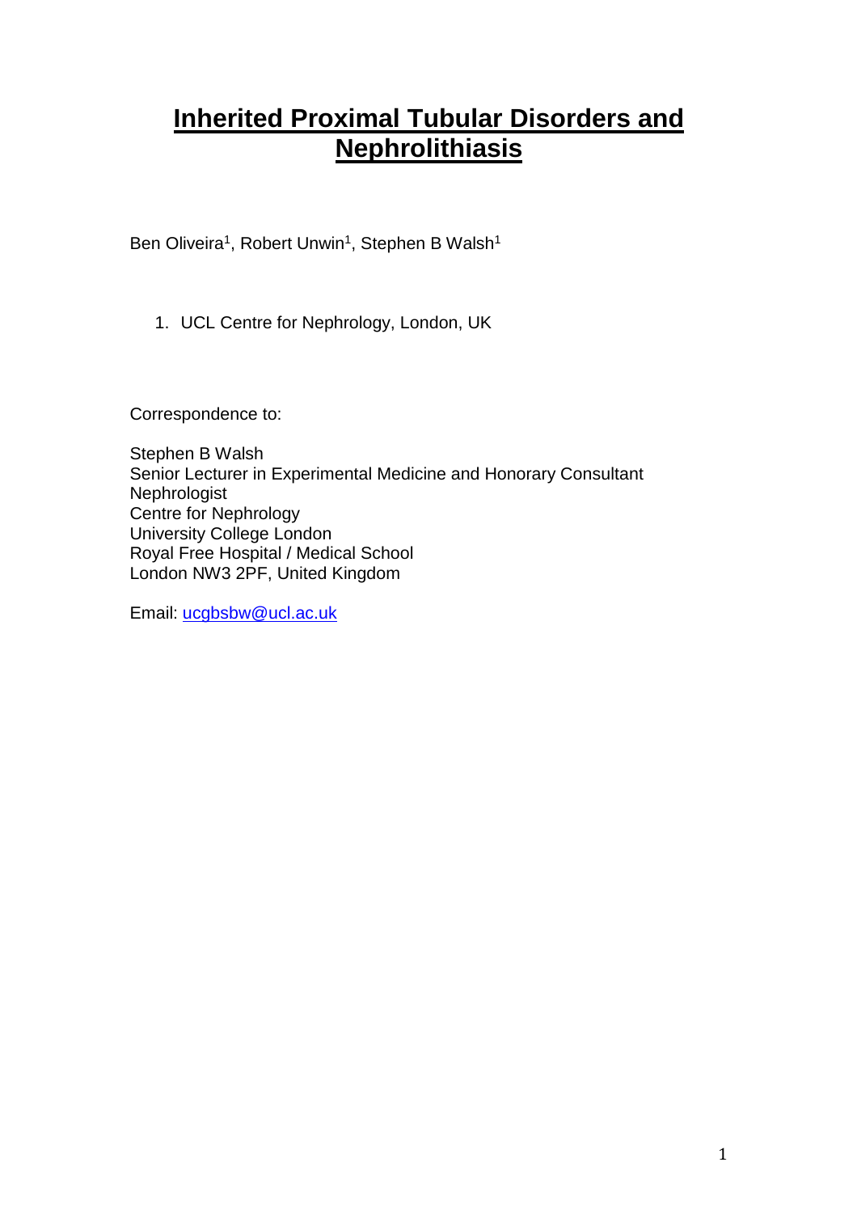# Inherited Proximal Tubular Disorders and Nephrolithiasis

Ben Oliveira[1], Robert Unwin[1], Stephen B Walsh[1]

1. UCL Centre for Nephrology, London, UK

Correspondence to:

Stephen B Walsh
Senior Lecturer in Experimental Medicine and Honorary Consultant Nephrologist
Centre for Nephrology
University College London
Royal Free Hospital / Medical School
London NW3 2PF, United Kingdom

Email: ucgbsbw@ucl.ac.uk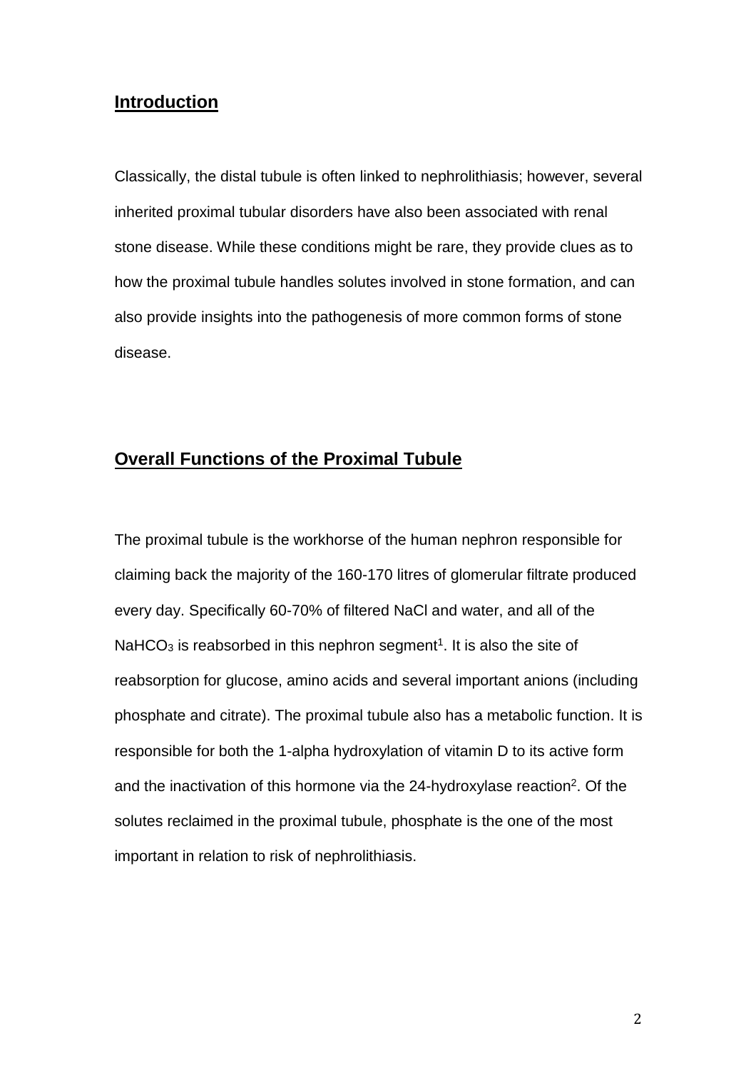## Introduction

Classically, the distal tubule is often linked to nephrolithiasis; however, several inherited proximal tubular disorders have also been associated with renal stone disease. While these conditions might be rare, they provide clues as to how the proximal tubule handles solutes involved in stone formation, and can also provide insights into the pathogenesis of more common forms of stone disease.

## Overall Functions of the Proximal Tubule

The proximal tubule is the workhorse of the human nephron responsible for claiming back the majority of the 160-170 litres of glomerular filtrate produced every day. Specifically 60-70% of filtered NaCl and water, and all of the $NaHCO_3$ is reabsorbed in this nephron segment[1]. It is also the site of reabsorption for glucose, amino acids and several important anions (including phosphate and citrate). The proximal tubule also has a metabolic function. It is responsible for both the 1-alpha hydroxylation of vitamin D to its active form and the inactivation of this hormone via the 24-hydroxylase reaction[2]. Of the solutes reclaimed in the proximal tubule, phosphate is the one of the most important in relation to risk of nephrolithiasis.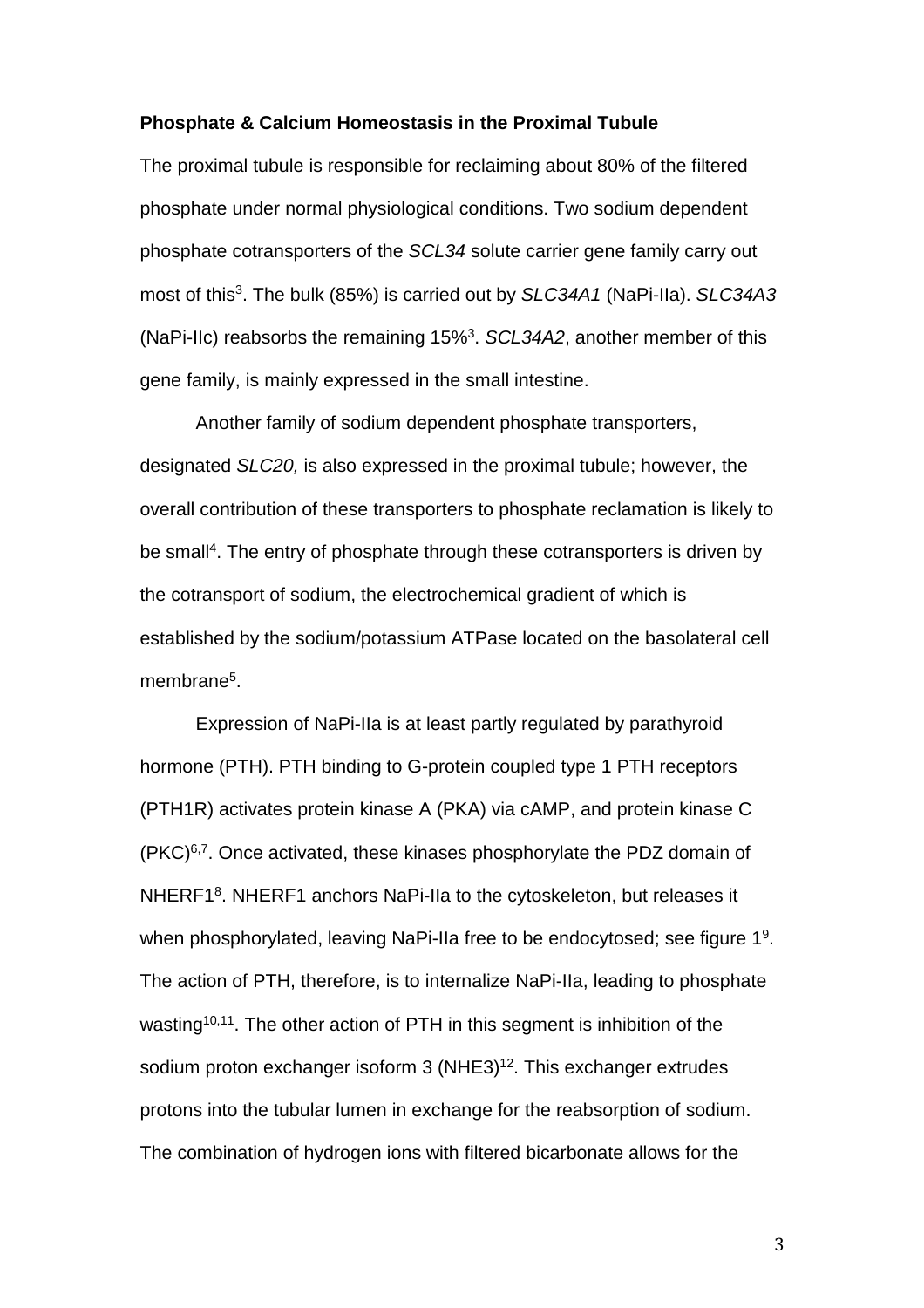**Phosphate & Calcium Homeostasis in the Proximal Tubule**

The proximal tubule is responsible for reclaiming about 80% of the filtered phosphate under normal physiological conditions. Two sodium dependent phosphate cotransporters of the *SCL34* solute carrier gene family carry out most of this[3]. The bulk (85%) is carried out by *SLC34A1* (NaPi-IIa). *SLC34A3* (NaPi-IIc) reabsorbs the remaining 15%[3]. *SCL34A2*, another member of this gene family, is mainly expressed in the small intestine.

Another family of sodium dependent phosphate transporters, designated *SLC20,* is also expressed in the proximal tubule; however, the overall contribution of these transporters to phosphate reclamation is likely to be small[4]. The entry of phosphate through these cotransporters is driven by the cotransport of sodium, the electrochemical gradient of which is established by the sodium/potassium ATPase located on the basolateral cell membrane[5].

Expression of NaPi-IIa is at least partly regulated by parathyroid hormone (PTH). PTH binding to G-protein coupled type 1 PTH receptors (PTH1R) activates protein kinase A (PKA) via cAMP, and protein kinase C (PKC)[6,7]. Once activated, these kinases phosphorylate the PDZ domain of NHERF1[8]. NHERF1 anchors NaPi-IIa to the cytoskeleton, but releases it when phosphorylated, leaving NaPi-IIa free to be endocytosed; see figure 1[9]. The action of PTH, therefore, is to internalize NaPi-IIa, leading to phosphate wasting[10,11]. The other action of PTH in this segment is inhibition of the sodium proton exchanger isoform 3 (NHE3)[12]. This exchanger extrudes protons into the tubular lumen in exchange for the reabsorption of sodium. The combination of hydrogen ions with filtered bicarbonate allows for the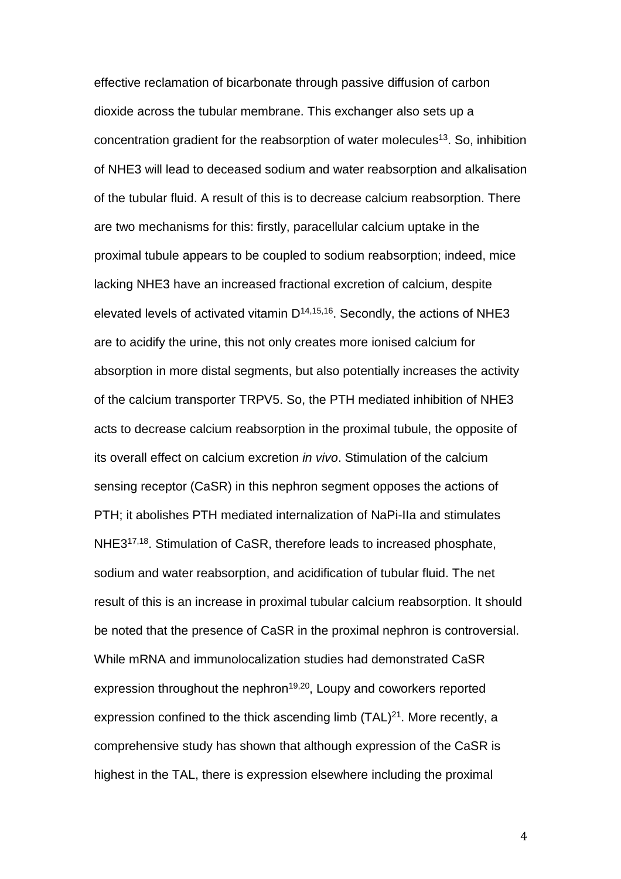effective reclamation of bicarbonate through passive diffusion of carbon dioxide across the tubular membrane. This exchanger also sets up a concentration gradient for the reabsorption of water molecules[13]. So, inhibition of NHE3 will lead to deceased sodium and water reabsorption and alkalisation of the tubular fluid. A result of this is to decrease calcium reabsorption. There are two mechanisms for this: firstly, paracellular calcium uptake in the proximal tubule appears to be coupled to sodium reabsorption; indeed, mice lacking NHE3 have an increased fractional excretion of calcium, despite elevated levels of activated vitamin D[14,15,16]. Secondly, the actions of NHE3 are to acidify the urine, this not only creates more ionised calcium for absorption in more distal segments, but also potentially increases the activity of the calcium transporter TRPV5. So, the PTH mediated inhibition of NHE3 acts to decrease calcium reabsorption in the proximal tubule, the opposite of its overall effect on calcium excretion *in vivo*. Stimulation of the calcium sensing receptor (CaSR) in this nephron segment opposes the actions of PTH; it abolishes PTH mediated internalization of NaPi-IIa and stimulates NHE3[17,18]. Stimulation of CaSR, therefore leads to increased phosphate, sodium and water reabsorption, and acidification of tubular fluid. The net result of this is an increase in proximal tubular calcium reabsorption. It should be noted that the presence of CaSR in the proximal nephron is controversial. While mRNA and immunolocalization studies had demonstrated CaSR expression throughout the nephron[19,20], Loupy and coworkers reported expression confined to the thick ascending limb (TAL)[21]. More recently, a comprehensive study has shown that although expression of the CaSR is highest in the TAL, there is expression elsewhere including the proximal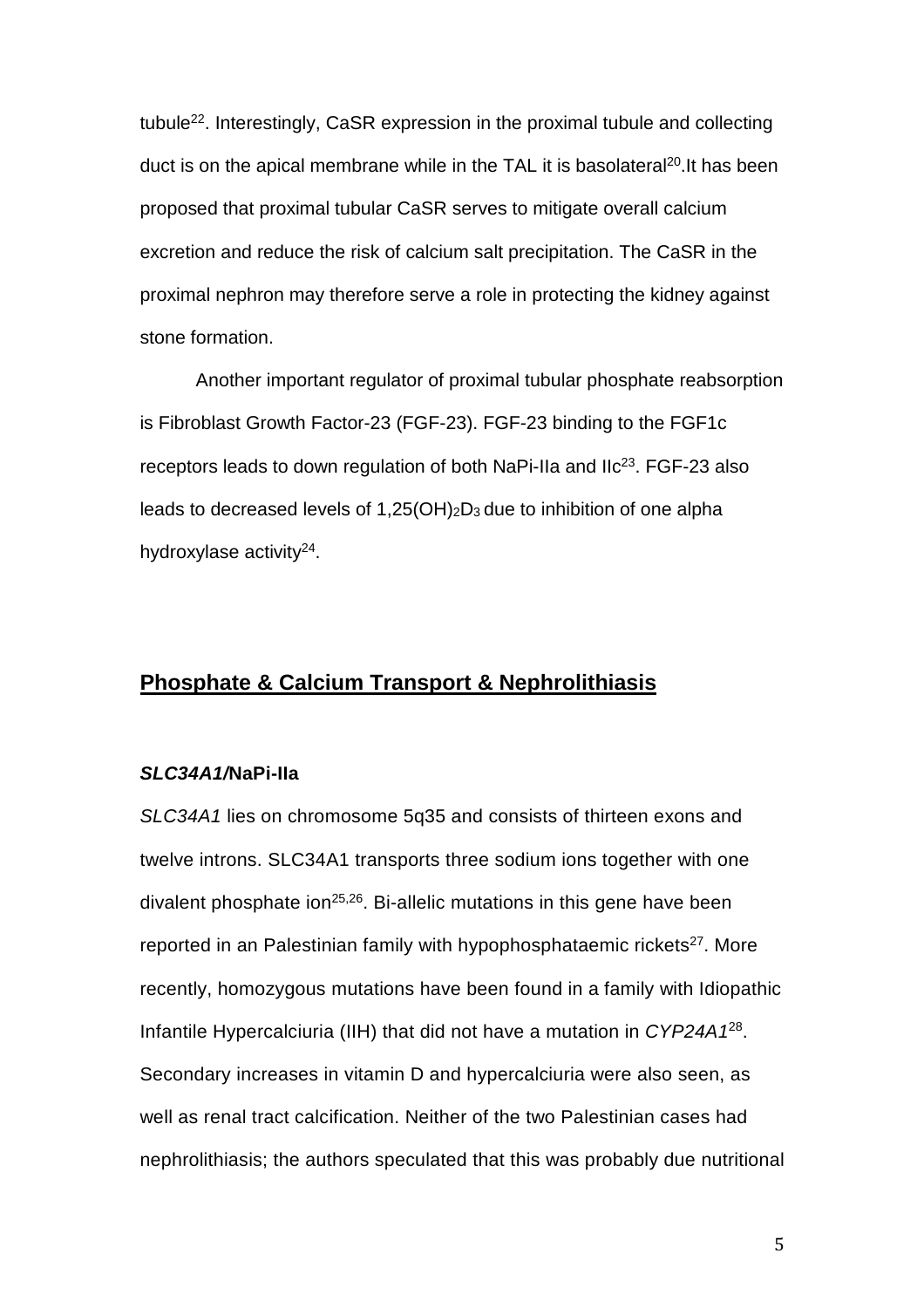tubule[22]. Interestingly, CaSR expression in the proximal tubule and collecting duct is on the apical membrane while in the TAL it is basolateral[20].It has been proposed that proximal tubular CaSR serves to mitigate overall calcium excretion and reduce the risk of calcium salt precipitation. The CaSR in the proximal nephron may therefore serve a role in protecting the kidney against stone formation.

Another important regulator of proximal tubular phosphate reabsorption is Fibroblast Growth Factor-23 (FGF-23). FGF-23 binding to the FGF1c receptors leads to down regulation of both NaPi-IIa and IIc[23]. FGF-23 also leads to decreased levels of $1,25(OH)_2D_3$ due to inhibition of one alpha hydroxylase activity[24].

## Phosphate & Calcium Transport & Nephrolithiasis

### *SLC34A1*/NaPi-IIa

*SLC34A1* lies on chromosome 5q35 and consists of thirteen exons and twelve introns. SLC34A1 transports three sodium ions together with one divalent phosphate ion[25,26]. Bi-allelic mutations in this gene have been reported in an Palestinian family with hypophosphataemic rickets[27]. More recently, homozygous mutations have been found in a family with Idiopathic Infantile Hypercalciuria (IIH) that did not have a mutation in *CYP24A1*[28]. Secondary increases in vitamin D and hypercalciuria were also seen, as well as renal tract calcification. Neither of the two Palestinian cases had nephrolithiasis; the authors speculated that this was probably due nutritional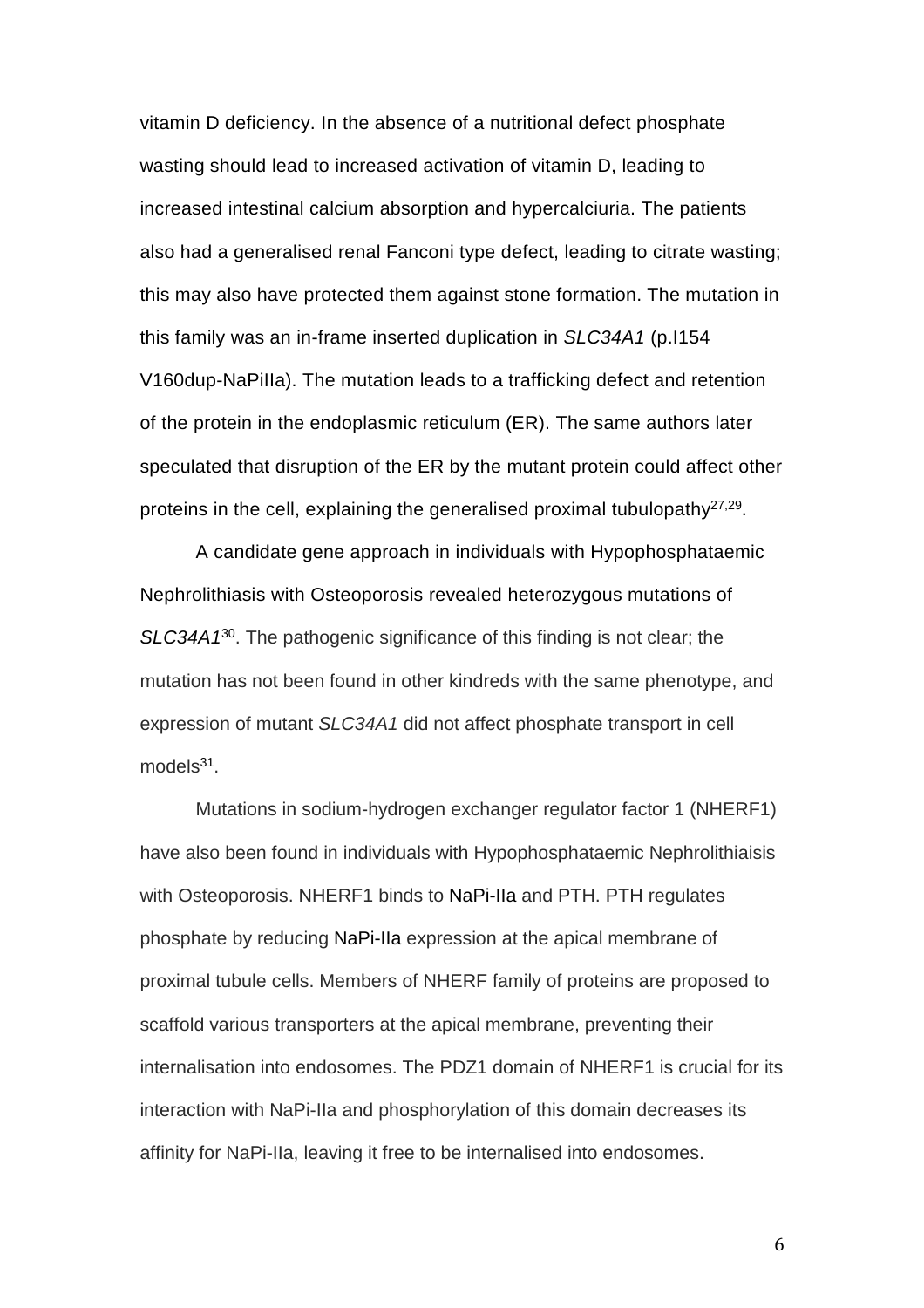vitamin D deficiency. In the absence of a nutritional defect phosphate wasting should lead to increased activation of vitamin D, leading to increased intestinal calcium absorption and hypercalciuria. The patients also had a generalised renal Fanconi type defect, leading to citrate wasting; this may also have protected them against stone formation. The mutation in this family was an in-frame inserted duplication in *SLC34A1* (p.I154 V160dup-NaPiIIa). The mutation leads to a trafficking defect and retention of the protein in the endoplasmic reticulum (ER). The same authors later speculated that disruption of the ER by the mutant protein could affect other proteins in the cell, explaining the generalised proximal tubulopathy[27,29].

A candidate gene approach in individuals with Hypophosphataemic Nephrolithiasis with Osteoporosis revealed heterozygous mutations of *SLC34A1*[30]. The pathogenic significance of this finding is not clear; the mutation has not been found in other kindreds with the same phenotype, and expression of mutant *SLC34A1* did not affect phosphate transport in cell models[31].

Mutations in sodium-hydrogen exchanger regulator factor 1 (NHERF1) have also been found in individuals with Hypophosphataemic Nephrolithiaisis with Osteoporosis. NHERF1 binds to NaPi-IIa and PTH. PTH regulates phosphate by reducing NaPi-IIa expression at the apical membrane of proximal tubule cells. Members of NHERF family of proteins are proposed to scaffold various transporters at the apical membrane, preventing their internalisation into endosomes. The PDZ1 domain of NHERF1 is crucial for its interaction with NaPi-IIa and phosphorylation of this domain decreases its affinity for NaPi-IIa, leaving it free to be internalised into endosomes.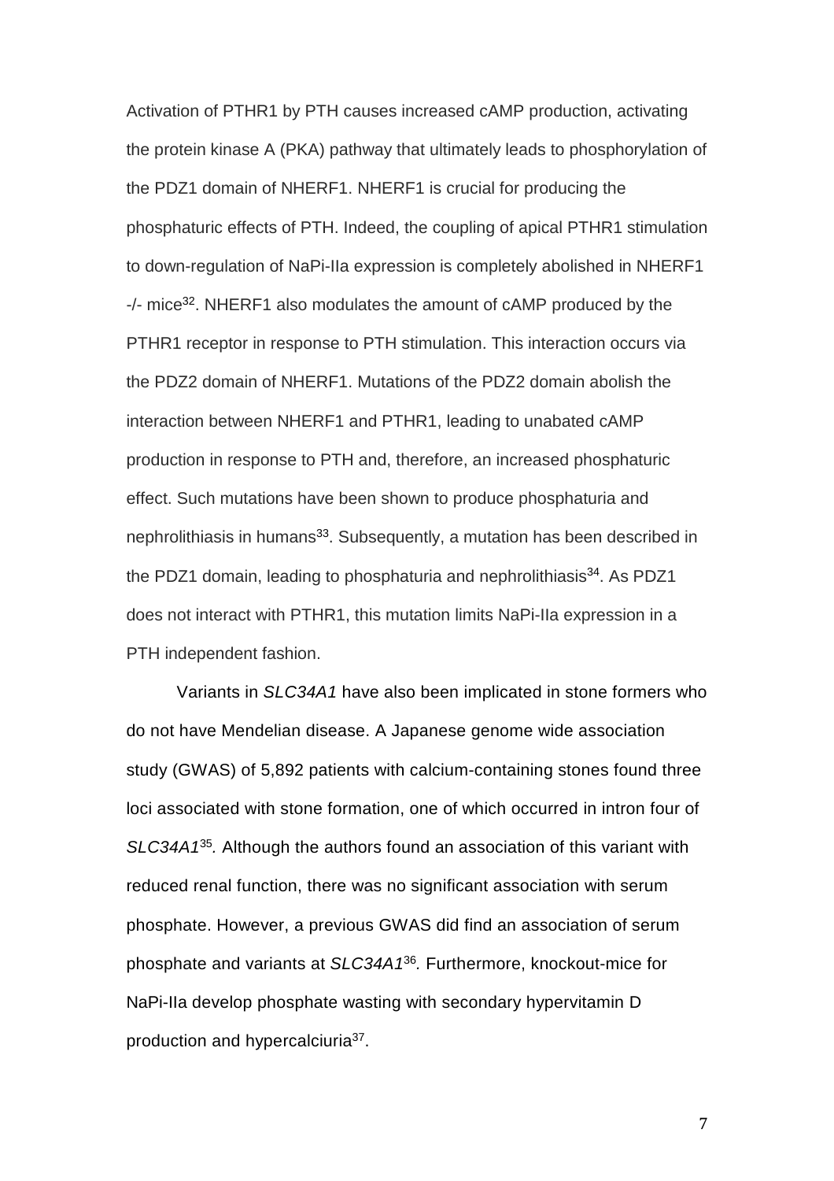Activation of PTHR1 by PTH causes increased cAMP production, activating the protein kinase A (PKA) pathway that ultimately leads to phosphorylation of the PDZ1 domain of NHERF1. NHERF1 is crucial for producing the phosphaturic effects of PTH. Indeed, the coupling of apical PTHR1 stimulation to down-regulation of NaPi-IIa expression is completely abolished in NHERF1 -/- mice[32]. NHERF1 also modulates the amount of cAMP produced by the PTHR1 receptor in response to PTH stimulation. This interaction occurs via the PDZ2 domain of NHERF1. Mutations of the PDZ2 domain abolish the interaction between NHERF1 and PTHR1, leading to unabated cAMP production in response to PTH and, therefore, an increased phosphaturic effect. Such mutations have been shown to produce phosphaturia and nephrolithiasis in humans[33]. Subsequently, a mutation has been described in the PDZ1 domain, leading to phosphaturia and nephrolithiasis[34]. As PDZ1 does not interact with PTHR1, this mutation limits NaPi-IIa expression in a PTH independent fashion.

Variants in *SLC34A1* have also been implicated in stone formers who do not have Mendelian disease. A Japanese genome wide association study (GWAS) of 5,892 patients with calcium-containing stones found three loci associated with stone formation, one of which occurred in intron four of *SLC34A1*[35]*.* Although the authors found an association of this variant with reduced renal function, there was no significant association with serum phosphate. However, a previous GWAS did find an association of serum phosphate and variants at *SLC34A1*[36]*.* Furthermore, knockout-mice for NaPi-IIa develop phosphate wasting with secondary hypervitamin D production and hypercalciuria[37].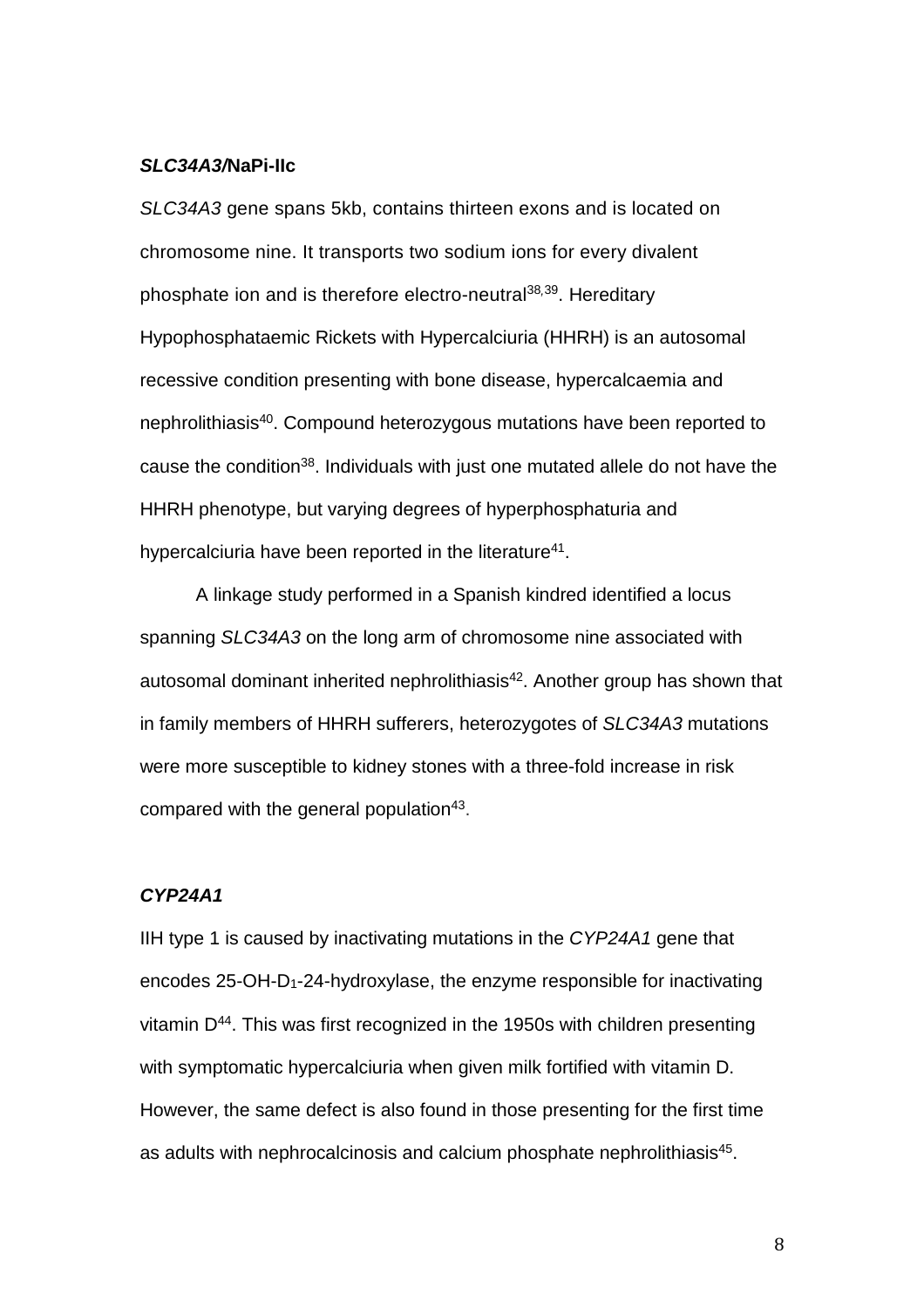### ***SLC34A3*/NaPi-IIc**

*SLC34A3* gene spans 5kb, contains thirteen exons and is located on chromosome nine. It transports two sodium ions for every divalent phosphate ion and is therefore electro-neutral[38,39]. Hereditary Hypophosphataemic Rickets with Hypercalciuria (HHRH) is an autosomal recessive condition presenting with bone disease, hypercalcaemia and nephrolithiasis[40]. Compound heterozygous mutations have been reported to cause the condition[38]. Individuals with just one mutated allele do not have the HHRH phenotype, but varying degrees of hyperphosphaturia and hypercalciuria have been reported in the literature[41].

A linkage study performed in a Spanish kindred identified a locus spanning *SLC34A3* on the long arm of chromosome nine associated with autosomal dominant inherited nephrolithiasis[42]. Another group has shown that in family members of HHRH sufferers, heterozygotes of *SLC34A3* mutations were more susceptible to kidney stones with a three-fold increase in risk compared with the general population[43].

### ***CYP24A1***

IIH type 1 is caused by inactivating mutations in the *CYP24A1* gene that encodes 25-OH-$D_1$-24-hydroxylase, the enzyme responsible for inactivating vitamin D[44]. This was first recognized in the 1950s with children presenting with symptomatic hypercalciuria when given milk fortified with vitamin D. However, the same defect is also found in those presenting for the first time as adults with nephrocalcinosis and calcium phosphate nephrolithiasis[45].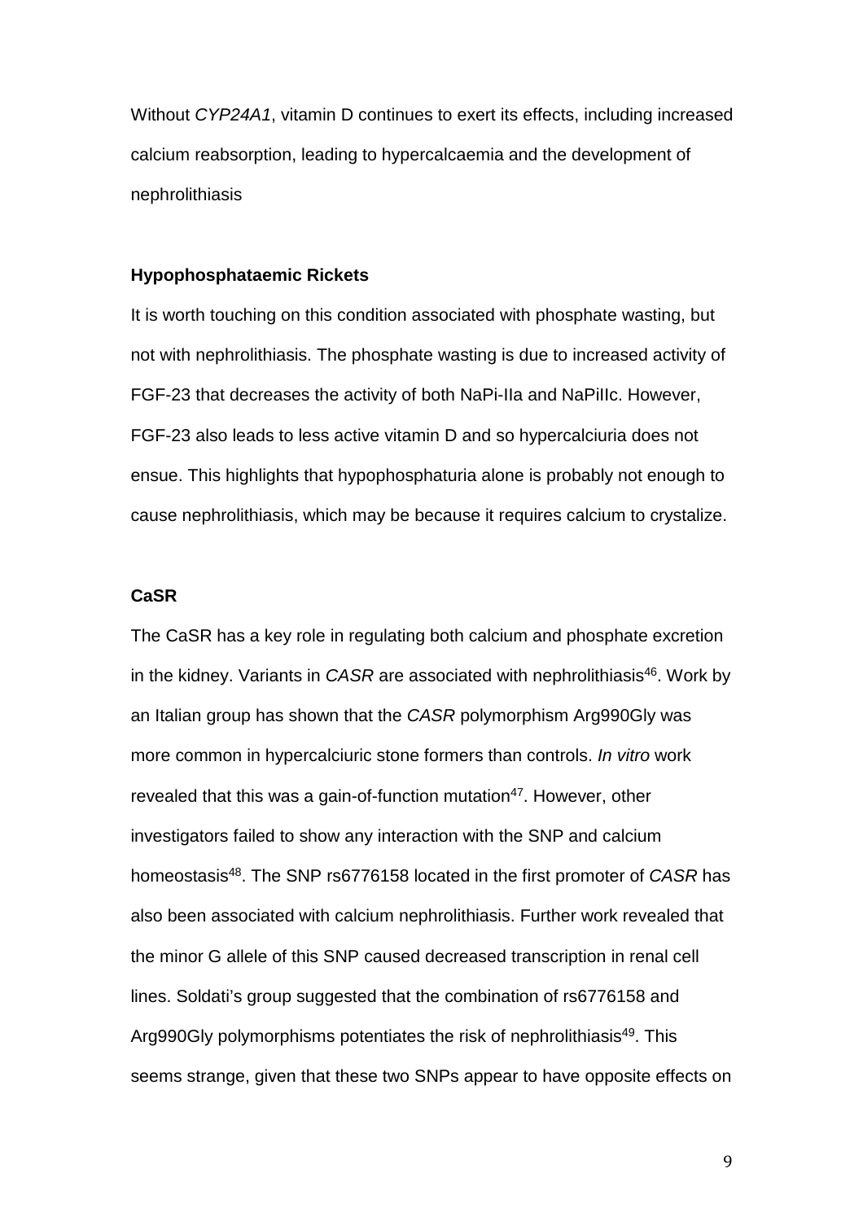Without *CYP24A1*, vitamin D continues to exert its effects, including increased calcium reabsorption, leading to hypercalcaemia and the development of nephrolithiasis

**Hypophosphataemic Rickets**

It is worth touching on this condition associated with phosphate wasting, but not with nephrolithiasis. The phosphate wasting is due to increased activity of FGF-23 that decreases the activity of both NaPi-IIa and NaPiIIc. However, FGF-23 also leads to less active vitamin D and so hypercalciuria does not ensue. This highlights that hypophosphaturia alone is probably not enough to cause nephrolithiasis, which may be because it requires calcium to crystalize.

**CaSR**

The CaSR has a key role in regulating both calcium and phosphate excretion in the kidney. Variants in *CASR* are associated with nephrolithiasis[46]. Work by an Italian group has shown that the *CASR* polymorphism Arg990Gly was more common in hypercalciuric stone formers than controls. *In vitro* work revealed that this was a gain-of-function mutation[47]. However, other investigators failed to show any interaction with the SNP and calcium homeostasis[48]. The SNP rs6776158 located in the first promoter of *CASR* has also been associated with calcium nephrolithiasis. Further work revealed that the minor G allele of this SNP caused decreased transcription in renal cell lines. Soldati's group suggested that the combination of rs6776158 and Arg990Gly polymorphisms potentiates the risk of nephrolithiasis[49]. This seems strange, given that these two SNPs appear to have opposite effects on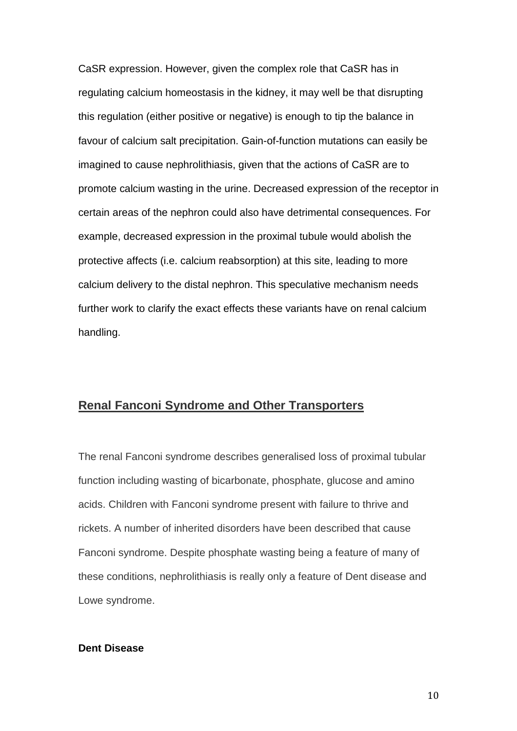CaSR expression. However, given the complex role that CaSR has in regulating calcium homeostasis in the kidney, it may well be that disrupting this regulation (either positive or negative) is enough to tip the balance in favour of calcium salt precipitation. Gain-of-function mutations can easily be imagined to cause nephrolithiasis, given that the actions of CaSR are to promote calcium wasting in the urine. Decreased expression of the receptor in certain areas of the nephron could also have detrimental consequences. For example, decreased expression in the proximal tubule would abolish the protective affects (i.e. calcium reabsorption) at this site, leading to more calcium delivery to the distal nephron. This speculative mechanism needs further work to clarify the exact effects these variants have on renal calcium handling.

## Renal Fanconi Syndrome and Other Transporters

The renal Fanconi syndrome describes generalised loss of proximal tubular function including wasting of bicarbonate, phosphate, glucose and amino acids. Children with Fanconi syndrome present with failure to thrive and rickets. A number of inherited disorders have been described that cause Fanconi syndrome. Despite phosphate wasting being a feature of many of these conditions, nephrolithiasis is really only a feature of Dent disease and Lowe syndrome.

### Dent Disease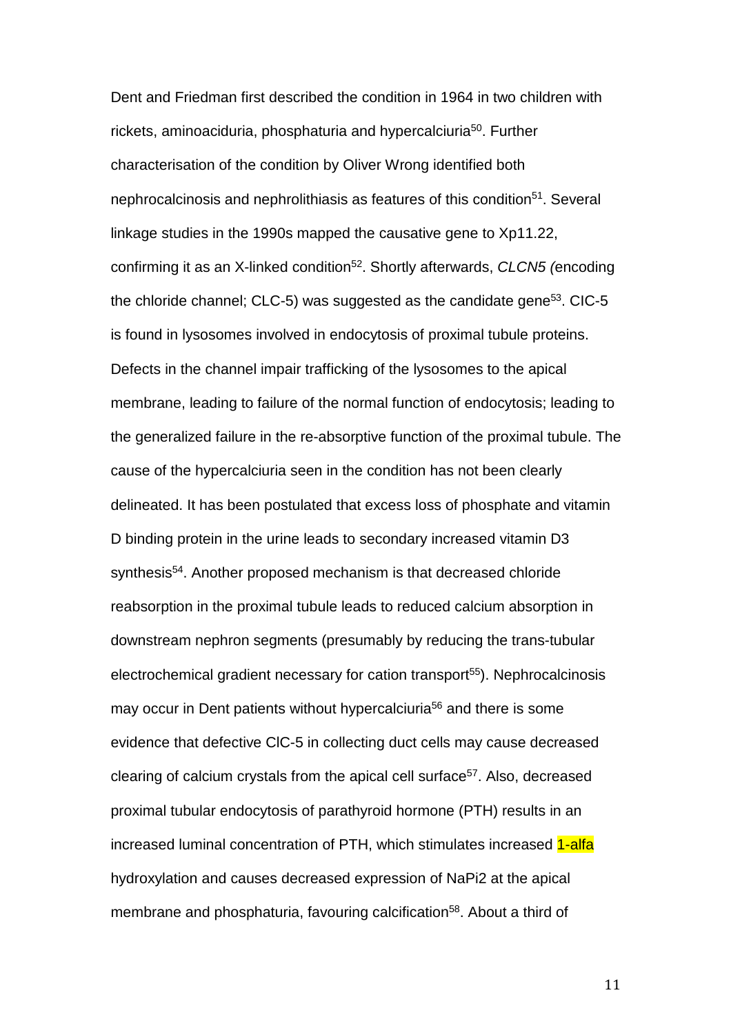Dent and Friedman first described the condition in 1964 in two children with rickets, aminoaciduria, phosphaturia and hypercalciuria[50]. Further characterisation of the condition by Oliver Wrong identified both nephrocalcinosis and nephrolithiasis as features of this condition[51]. Several linkage studies in the 1990s mapped the causative gene to Xp11.22, confirming it as an X-linked condition[52]. Shortly afterwards, *CLCN5 (*encoding the chloride channel; CLC-5) was suggested as the candidate gene[53]. CIC-5 is found in lysosomes involved in endocytosis of proximal tubule proteins. Defects in the channel impair trafficking of the lysosomes to the apical membrane, leading to failure of the normal function of endocytosis; leading to the generalized failure in the re-absorptive function of the proximal tubule. The cause of the hypercalciuria seen in the condition has not been clearly delineated. It has been postulated that excess loss of phosphate and vitamin D binding protein in the urine leads to secondary increased vitamin D3 synthesis[54]. Another proposed mechanism is that decreased chloride reabsorption in the proximal tubule leads to reduced calcium absorption in downstream nephron segments (presumably by reducing the trans-tubular electrochemical gradient necessary for cation transport[55]). Nephrocalcinosis may occur in Dent patients without hypercalciuria[56] and there is some evidence that defective ClC-5 in collecting duct cells may cause decreased clearing of calcium crystals from the apical cell surface[57]. Also, decreased proximal tubular endocytosis of parathyroid hormone (PTH) results in an increased luminal concentration of PTH, which stimulates increased 1-alfa hydroxylation and causes decreased expression of NaPi2 at the apical membrane and phosphaturia, favouring calcification[58]. About a third of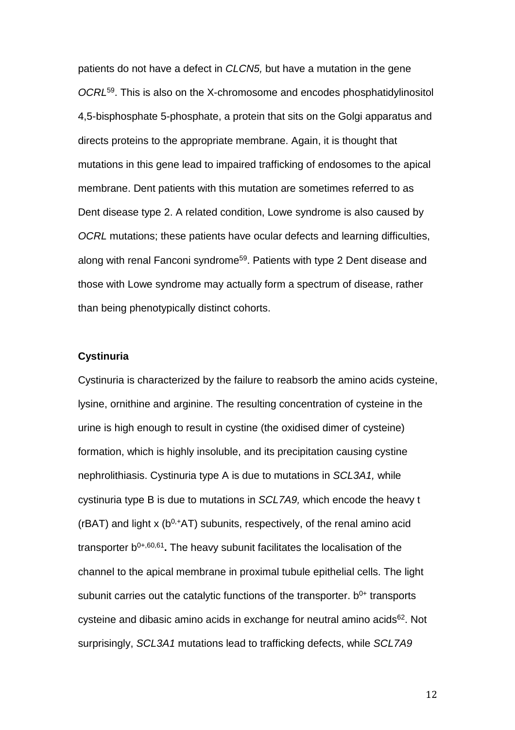patients do not have a defect in *CLCN5,* but have a mutation in the gene *OCRL*[59]. This is also on the X-chromosome and encodes phosphatidylinositol 4,5-bisphosphate 5-phosphate, a protein that sits on the Golgi apparatus and directs proteins to the appropriate membrane. Again, it is thought that mutations in this gene lead to impaired trafficking of endosomes to the apical membrane. Dent patients with this mutation are sometimes referred to as Dent disease type 2. A related condition, Lowe syndrome is also caused by *OCRL* mutations; these patients have ocular defects and learning difficulties, along with renal Fanconi syndrome[59]. Patients with type 2 Dent disease and those with Lowe syndrome may actually form a spectrum of disease, rather than being phenotypically distinct cohorts.

**Cystinuria**

Cystinuria is characterized by the failure to reabsorb the amino acids cysteine, lysine, ornithine and arginine. The resulting concentration of cysteine in the urine is high enough to result in cystine (the oxidised dimer of cysteine) formation, which is highly insoluble, and its precipitation causing cystine nephrolithiasis. Cystinuria type A is due to mutations in *SCL3A1,* while cystinuria type B is due to mutations in *SCL7A9,* which encode the heavy t (rBAT) and light x ($b^{0,+}$AT) subunits, respectively, of the renal amino acid transporter $b^{0+}$[60,61]**.** The heavy subunit facilitates the localisation of the channel to the apical membrane in proximal tubule epithelial cells. The light subunit carries out the catalytic functions of the transporter. $b^{0+}$ transports cysteine and dibasic amino acids in exchange for neutral amino acids[62]. Not surprisingly, *SCL3A1* mutations lead to trafficking defects, while *SCL7A9*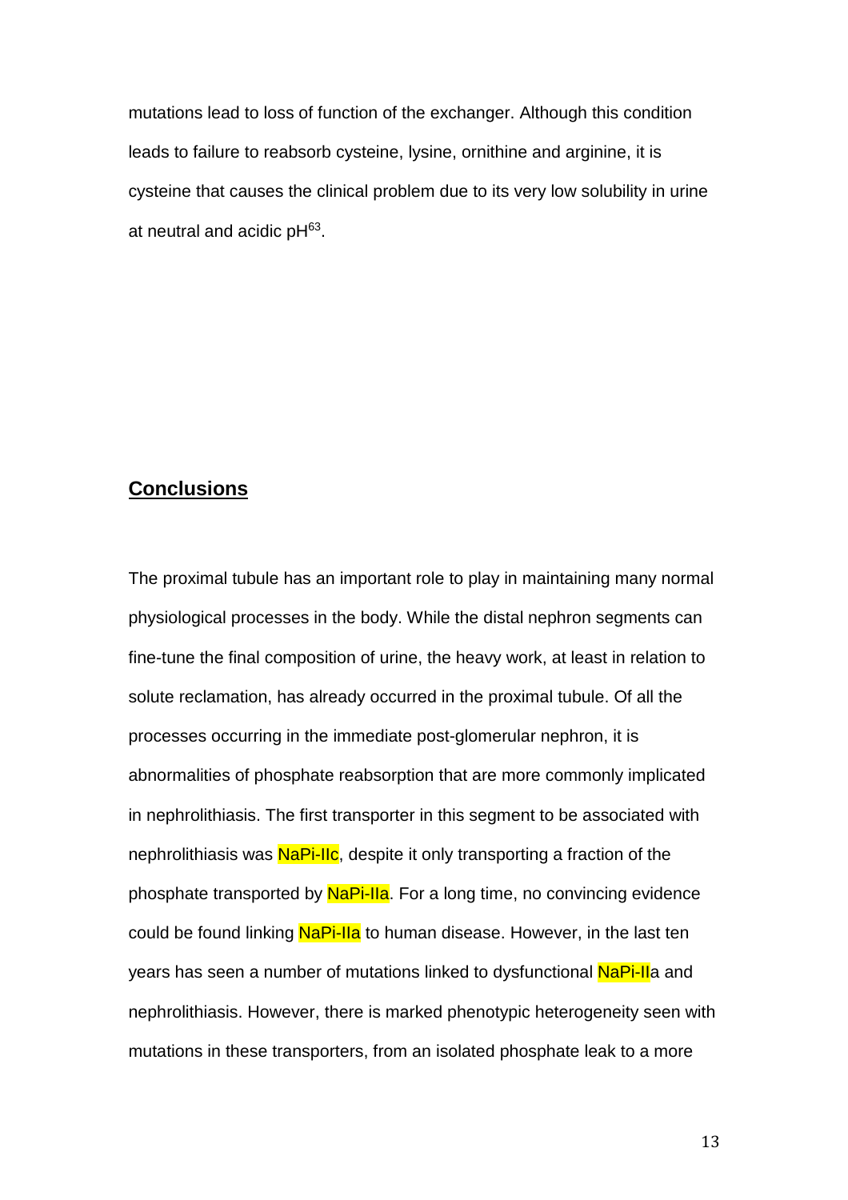mutations lead to loss of function of the exchanger. Although this condition leads to failure to reabsorb cysteine, lysine, ornithine and arginine, it is cysteine that causes the clinical problem due to its very low solubility in urine at neutral and acidic pH[63].

## Conclusions

The proximal tubule has an important role to play in maintaining many normal physiological processes in the body. While the distal nephron segments can fine-tune the final composition of urine, the heavy work, at least in relation to solute reclamation, has already occurred in the proximal tubule. Of all the processes occurring in the immediate post-glomerular nephron, it is abnormalities of phosphate reabsorption that are more commonly implicated in nephrolithiasis. The first transporter in this segment to be associated with nephrolithiasis was NaPi-IIc, despite it only transporting a fraction of the phosphate transported by NaPi-IIa. For a long time, no convincing evidence could be found linking NaPi-IIa to human disease. However, in the last ten years has seen a number of mutations linked to dysfunctional NaPi-IIa and nephrolithiasis. However, there is marked phenotypic heterogeneity seen with mutations in these transporters, from an isolated phosphate leak to a more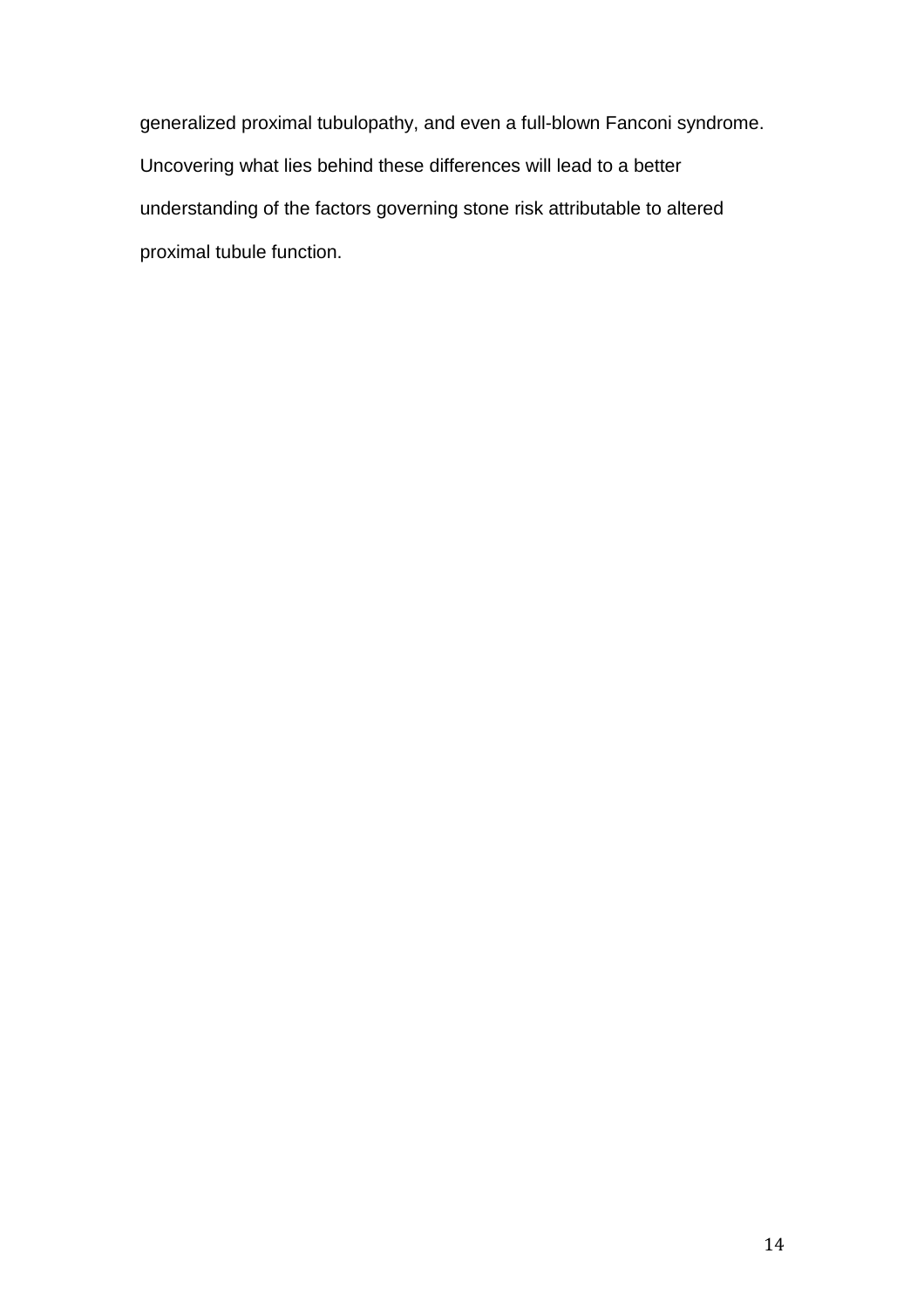generalized proximal tubulopathy, and even a full-blown Fanconi syndrome. Uncovering what lies behind these differences will lead to a better understanding of the factors governing stone risk attributable to altered proximal tubule function.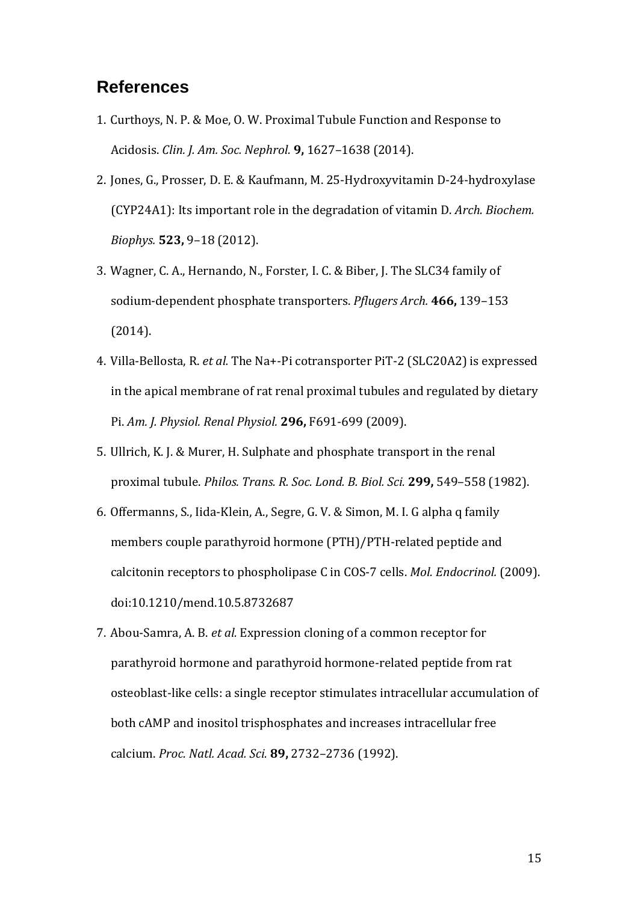## References

1. Curthoys, N. P. & Moe, O. W. Proximal Tubule Function and Response to Acidosis. *Clin. J. Am. Soc. Nephrol.* **9,** 1627–1638 (2014).
2. Jones, G., Prosser, D. E. & Kaufmann, M. 25-Hydroxyvitamin D-24-hydroxylase (CYP24A1): Its important role in the degradation of vitamin D. *Arch. Biochem. Biophys.* **523,** 9–18 (2012).
3. Wagner, C. A., Hernando, N., Forster, I. C. & Biber, J. The SLC34 family of sodium-dependent phosphate transporters. *Pflugers Arch.* **466,** 139–153 (2014).
4. Villa-Bellosta, R. *et al.* The Na+-Pi cotransporter PiT-2 (SLC20A2) is expressed in the apical membrane of rat renal proximal tubules and regulated by dietary Pi. *Am. J. Physiol. Renal Physiol.* **296,** F691-699 (2009).
5. Ullrich, K. J. & Murer, H. Sulphate and phosphate transport in the renal proximal tubule. *Philos. Trans. R. Soc. Lond. B. Biol. Sci.* **299,** 549–558 (1982).
6. Offermanns, S., Iida-Klein, A., Segre, G. V. & Simon, M. I. G alpha q family members couple parathyroid hormone (PTH)/PTH-related peptide and calcitonin receptors to phospholipase C in COS-7 cells. *Mol. Endocrinol.* (2009). doi:10.1210/mend.10.5.8732687
7. Abou-Samra, A. B. *et al.* Expression cloning of a common receptor for parathyroid hormone and parathyroid hormone-related peptide from rat osteoblast-like cells: a single receptor stimulates intracellular accumulation of both cAMP and inositol trisphosphates and increases intracellular free calcium. *Proc. Natl. Acad. Sci.* **89,** 2732–2736 (1992).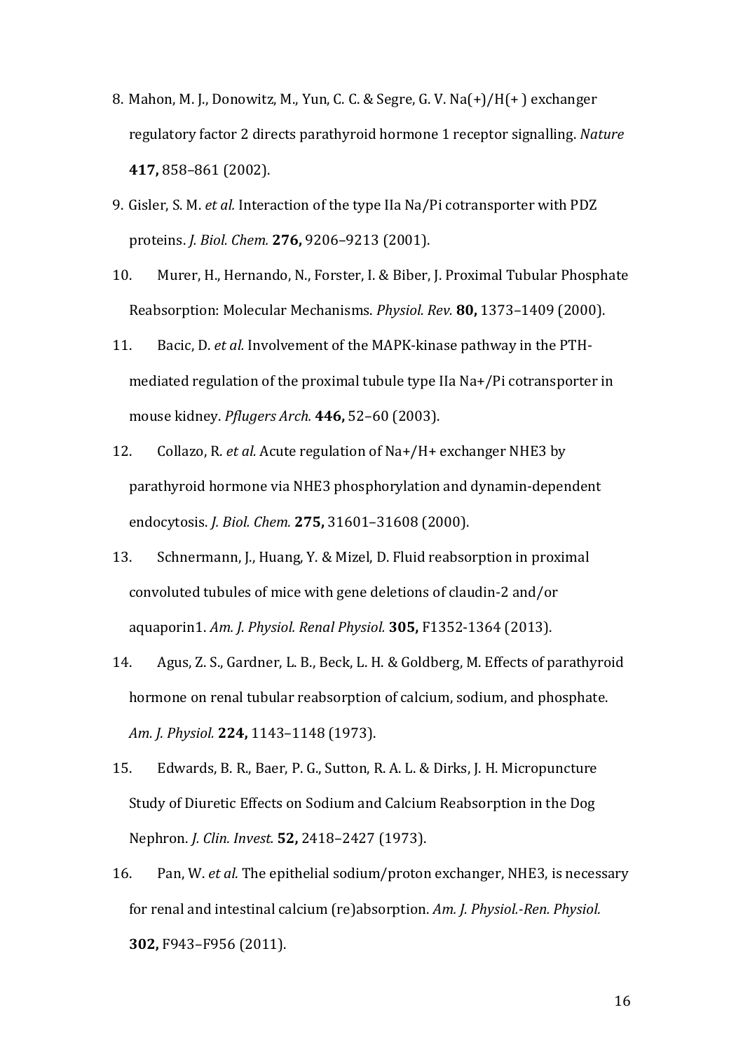8. Mahon, M. J., Donowitz, M., Yun, C. C. & Segre, G. V. Na(+)/H(+ ) exchanger regulatory factor 2 directs parathyroid hormone 1 receptor signalling. *Nature* **417,** 858–861 (2002).
9. Gisler, S. M. *et al.* Interaction of the type IIa Na/Pi cotransporter with PDZ proteins. *J. Biol. Chem.* **276,** 9206–9213 (2001).
10. Murer, H., Hernando, N., Forster, I. & Biber, J. Proximal Tubular Phosphate Reabsorption: Molecular Mechanisms. *Physiol. Rev.* **80,** 1373–1409 (2000).
11. Bacic, D. *et al.* Involvement of the MAPK-kinase pathway in the PTH-mediated regulation of the proximal tubule type IIa Na+/Pi cotransporter in mouse kidney. *Pflugers Arch.* **446,** 52–60 (2003).
12. Collazo, R. *et al.* Acute regulation of Na+/H+ exchanger NHE3 by parathyroid hormone via NHE3 phosphorylation and dynamin-dependent endocytosis. *J. Biol. Chem.* **275,** 31601–31608 (2000).
13. Schnermann, J., Huang, Y. & Mizel, D. Fluid reabsorption in proximal convoluted tubules of mice with gene deletions of claudin-2 and/or aquaporin1. *Am. J. Physiol. Renal Physiol.* **305,** F1352-1364 (2013).
14. Agus, Z. S., Gardner, L. B., Beck, L. H. & Goldberg, M. Effects of parathyroid hormone on renal tubular reabsorption of calcium, sodium, and phosphate. *Am. J. Physiol.* **224,** 1143–1148 (1973).
15. Edwards, B. R., Baer, P. G., Sutton, R. A. L. & Dirks, J. H. Micropuncture Study of Diuretic Effects on Sodium and Calcium Reabsorption in the Dog Nephron. *J. Clin. Invest.* **52,** 2418–2427 (1973).
16. Pan, W. *et al.* The epithelial sodium/proton exchanger, NHE3, is necessary for renal and intestinal calcium (re)absorption. *Am. J. Physiol.-Ren. Physiol.* **302,** F943–F956 (2011).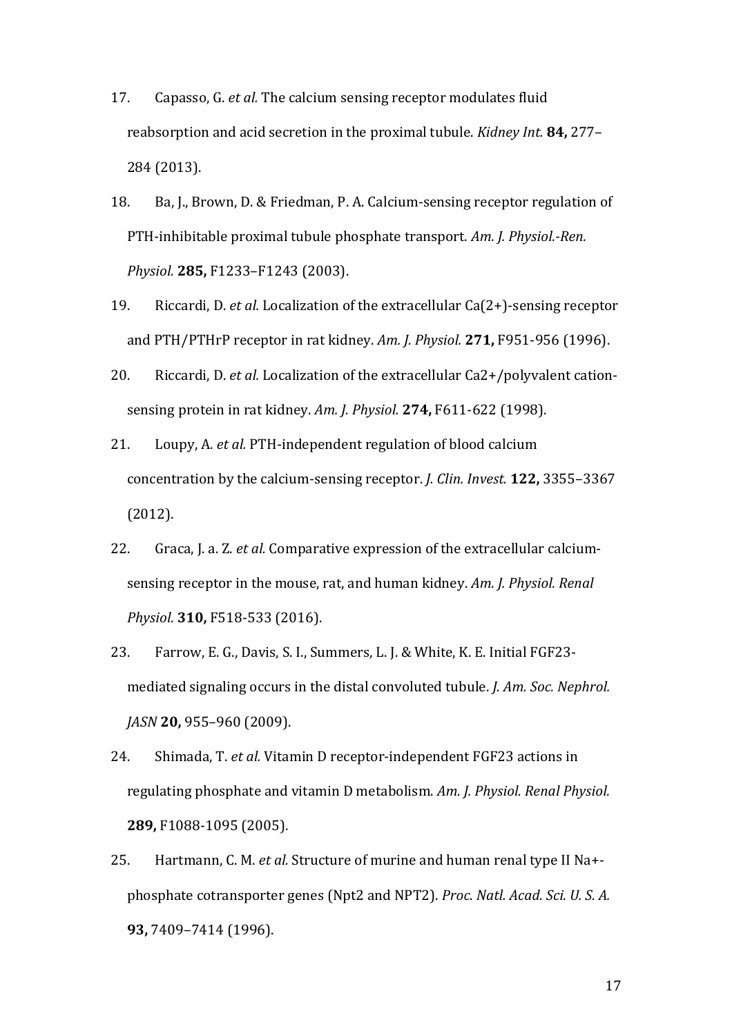17. Capasso, G. *et al.* The calcium sensing receptor modulates fluid reabsorption and acid secretion in the proximal tubule. *Kidney Int.* **84,** 277–284 (2013).

18. Ba, J., Brown, D. & Friedman, P. A. Calcium-sensing receptor regulation of PTH-inhibitable proximal tubule phosphate transport. *Am. J. Physiol.-Ren. Physiol.* **285,** F1233–F1243 (2003).

19. Riccardi, D. *et al.* Localization of the extracellular Ca(2+)-sensing receptor and PTH/PTHrP receptor in rat kidney. *Am. J. Physiol.* **271,** F951-956 (1996).

20. Riccardi, D. *et al.* Localization of the extracellular Ca2+/polyvalent cation-sensing protein in rat kidney. *Am. J. Physiol.* **274,** F611-622 (1998).

21. Loupy, A. *et al.* PTH-independent regulation of blood calcium concentration by the calcium-sensing receptor. *J. Clin. Invest.* **122,** 3355–3367 (2012).

22. Graca, J. a. Z. *et al.* Comparative expression of the extracellular calcium-sensing receptor in the mouse, rat, and human kidney. *Am. J. Physiol. Renal Physiol.* **310,** F518-533 (2016).

23. Farrow, E. G., Davis, S. I., Summers, L. J. & White, K. E. Initial FGF23-mediated signaling occurs in the distal convoluted tubule. *J. Am. Soc. Nephrol. JASN* **20,** 955–960 (2009).

24. Shimada, T. *et al.* Vitamin D receptor-independent FGF23 actions in regulating phosphate and vitamin D metabolism. *Am. J. Physiol. Renal Physiol.* **289,** F1088-1095 (2005).

25. Hartmann, C. M. *et al.* Structure of murine and human renal type II Na+-phosphate cotransporter genes (Npt2 and NPT2). *Proc. Natl. Acad. Sci. U. S. A.* **93,** 7409–7414 (1996).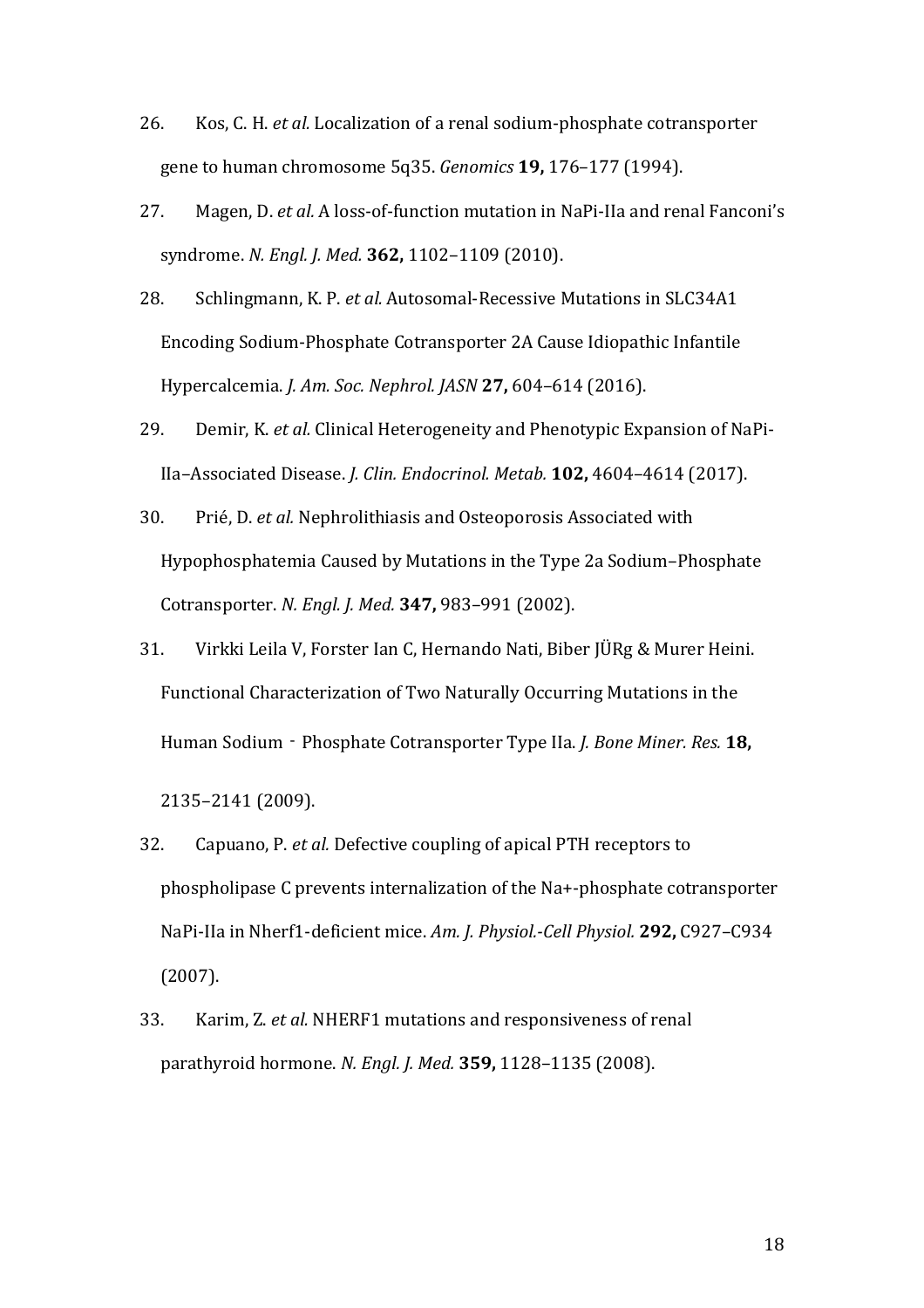26. Kos, C. H. *et al.* Localization of a renal sodium-phosphate cotransporter gene to human chromosome 5q35. *Genomics* **19,** 176–177 (1994).

27. Magen, D. *et al.* A loss-of-function mutation in NaPi-IIa and renal Fanconi's syndrome. *N. Engl. J. Med.* **362,** 1102–1109 (2010).

28. Schlingmann, K. P. *et al.* Autosomal-Recessive Mutations in SLC34A1 Encoding Sodium-Phosphate Cotransporter 2A Cause Idiopathic Infantile Hypercalcemia. *J. Am. Soc. Nephrol. JASN* **27,** 604–614 (2016).

29. Demir, K. *et al.* Clinical Heterogeneity and Phenotypic Expansion of NaPi-IIa–Associated Disease. *J. Clin. Endocrinol. Metab.* **102,** 4604–4614 (2017).

30. Prié, D. *et al.* Nephrolithiasis and Osteoporosis Associated with Hypophosphatemia Caused by Mutations in the Type 2a Sodium–Phosphate Cotransporter. *N. Engl. J. Med.* **347,** 983–991 (2002).

31. Virkki Leila V, Forster Ian C, Hernando Nati, Biber JÜRg & Murer Heini. Functional Characterization of Two Naturally Occurring Mutations in the Human Sodium‐Phosphate Cotransporter Type IIa. *J. Bone Miner. Res.* **18,** 2135–2141 (2009).

32. Capuano, P. *et al.* Defective coupling of apical PTH receptors to phospholipase C prevents internalization of the Na+-phosphate cotransporter NaPi-IIa in Nherf1-deficient mice. *Am. J. Physiol.-Cell Physiol.* **292,** C927–C934 (2007).

33. Karim, Z. *et al.* NHERF1 mutations and responsiveness of renal parathyroid hormone. *N. Engl. J. Med.* **359,** 1128–1135 (2008).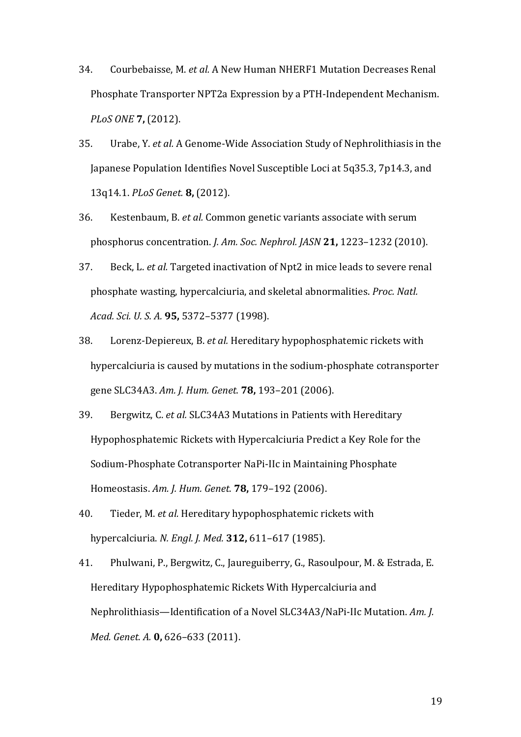34. Courbebaisse, M. *et al.* A New Human NHERF1 Mutation Decreases Renal Phosphate Transporter NPT2a Expression by a PTH-Independent Mechanism. *PLoS ONE* **7,** (2012).

35. Urabe, Y. *et al.* A Genome-Wide Association Study of Nephrolithiasis in the Japanese Population Identifies Novel Susceptible Loci at 5q35.3, 7p14.3, and 13q14.1. *PLoS Genet.* **8,** (2012).

36. Kestenbaum, B. *et al.* Common genetic variants associate with serum phosphorus concentration. *J. Am. Soc. Nephrol. JASN* **21,** 1223–1232 (2010).

37. Beck, L. *et al.* Targeted inactivation of Npt2 in mice leads to severe renal phosphate wasting, hypercalciuria, and skeletal abnormalities. *Proc. Natl. Acad. Sci. U. S. A.* **95,** 5372–5377 (1998).

38. Lorenz-Depiereux, B. *et al.* Hereditary hypophosphatemic rickets with hypercalciuria is caused by mutations in the sodium-phosphate cotransporter gene SLC34A3. *Am. J. Hum. Genet.* **78,** 193–201 (2006).

39. Bergwitz, C. *et al.* SLC34A3 Mutations in Patients with Hereditary Hypophosphatemic Rickets with Hypercalciuria Predict a Key Role for the Sodium-Phosphate Cotransporter NaPi-IIc in Maintaining Phosphate Homeostasis. *Am. J. Hum. Genet.* **78,** 179–192 (2006).

40. Tieder, M. *et al.* Hereditary hypophosphatemic rickets with hypercalciuria. *N. Engl. J. Med.* **312,** 611–617 (1985).

41. Phulwani, P., Bergwitz, C., Jaureguiberry, G., Rasoulpour, M. & Estrada, E. Hereditary Hypophosphatemic Rickets With Hypercalciuria and Nephrolithiasis—Identification of a Novel SLC34A3/NaPi-IIc Mutation. *Am. J. Med. Genet. A.* **0,** 626–633 (2011).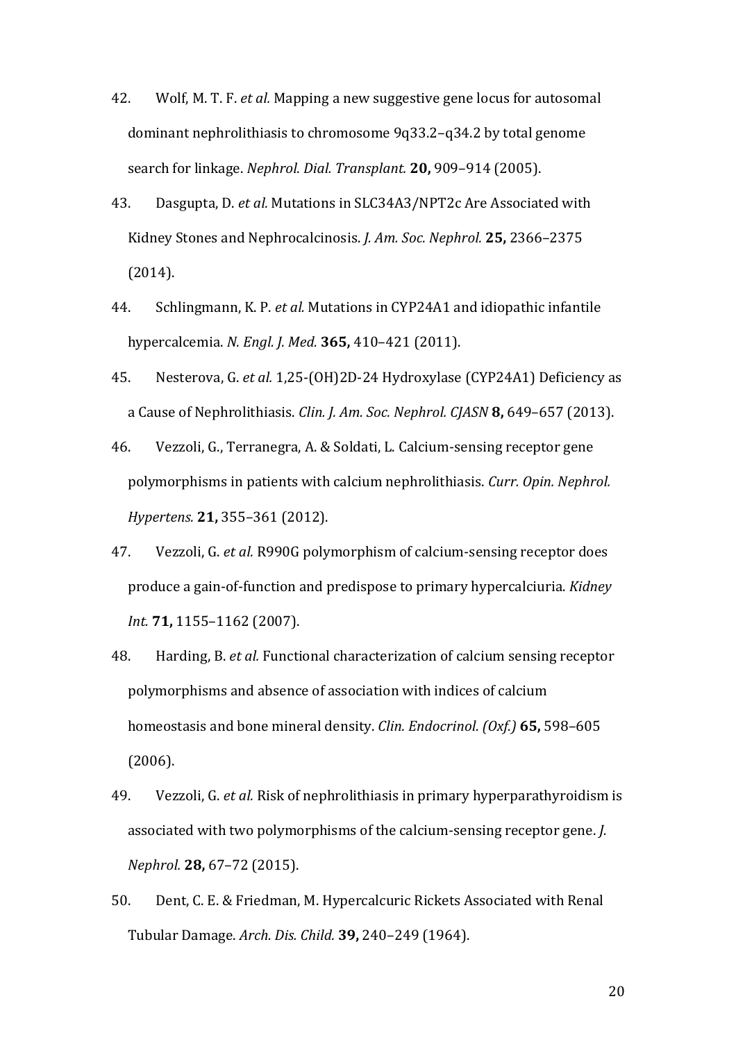42. Wolf, M. T. F. *et al.* Mapping a new suggestive gene locus for autosomal dominant nephrolithiasis to chromosome 9q33.2–q34.2 by total genome search for linkage. *Nephrol. Dial. Transplant.* **20,** 909–914 (2005).

43. Dasgupta, D. *et al.* Mutations in SLC34A3/NPT2c Are Associated with Kidney Stones and Nephrocalcinosis. *J. Am. Soc. Nephrol.* **25,** 2366–2375 (2014).

44. Schlingmann, K. P. *et al.* Mutations in CYP24A1 and idiopathic infantile hypercalcemia. *N. Engl. J. Med.* **365,** 410–421 (2011).

45. Nesterova, G. *et al.* 1,25-(OH)2D-24 Hydroxylase (CYP24A1) Deficiency as a Cause of Nephrolithiasis. *Clin. J. Am. Soc. Nephrol. CJASN* **8,** 649–657 (2013).

46. Vezzoli, G., Terranegra, A. & Soldati, L. Calcium-sensing receptor gene polymorphisms in patients with calcium nephrolithiasis. *Curr. Opin. Nephrol. Hypertens.* **21,** 355–361 (2012).

47. Vezzoli, G. *et al.* R990G polymorphism of calcium-sensing receptor does produce a gain-of-function and predispose to primary hypercalciuria. *Kidney Int.* **71,** 1155–1162 (2007).

48. Harding, B. *et al.* Functional characterization of calcium sensing receptor polymorphisms and absence of association with indices of calcium homeostasis and bone mineral density. *Clin. Endocrinol. (Oxf.)* **65,** 598–605 (2006).

49. Vezzoli, G. *et al.* Risk of nephrolithiasis in primary hyperparathyroidism is associated with two polymorphisms of the calcium-sensing receptor gene. *J. Nephrol.* **28,** 67–72 (2015).

50. Dent, C. E. & Friedman, M. Hypercalcuric Rickets Associated with Renal Tubular Damage. *Arch. Dis. Child.* **39,** 240–249 (1964).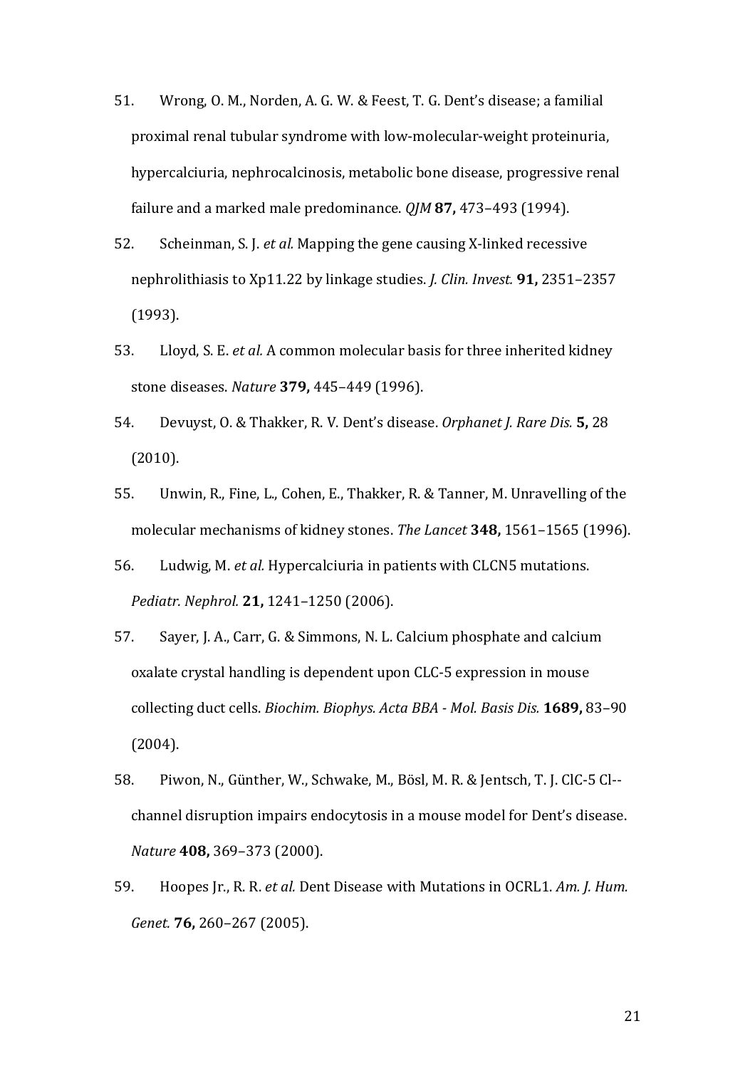51. Wrong, O. M., Norden, A. G. W. & Feest, T. G. Dent's disease; a familial proximal renal tubular syndrome with low-molecular-weight proteinuria, hypercalciuria, nephrocalcinosis, metabolic bone disease, progressive renal failure and a marked male predominance. *QJM* **87,** 473–493 (1994).

52. Scheinman, S. J. *et al.* Mapping the gene causing X-linked recessive nephrolithiasis to Xp11.22 by linkage studies. *J. Clin. Invest.* **91,** 2351–2357 (1993).

53. Lloyd, S. E. *et al.* A common molecular basis for three inherited kidney stone diseases. *Nature* **379,** 445–449 (1996).

54. Devuyst, O. & Thakker, R. V. Dent's disease. *Orphanet J. Rare Dis.* **5,** 28 (2010).

55. Unwin, R., Fine, L., Cohen, E., Thakker, R. & Tanner, M. Unravelling of the molecular mechanisms of kidney stones. *The Lancet* **348,** 1561–1565 (1996).

56. Ludwig, M. *et al.* Hypercalciuria in patients with CLCN5 mutations. *Pediatr. Nephrol.* **21,** 1241–1250 (2006).

57. Sayer, J. A., Carr, G. & Simmons, N. L. Calcium phosphate and calcium oxalate crystal handling is dependent upon CLC-5 expression in mouse collecting duct cells. *Biochim. Biophys. Acta BBA - Mol. Basis Dis.* **1689,** 83–90 (2004).

58. Piwon, N., Günther, W., Schwake, M., Bösl, M. R. & Jentsch, T. J. ClC-5 Cl--channel disruption impairs endocytosis in a mouse model for Dent's disease. *Nature* **408,** 369–373 (2000).

59. Hoopes Jr., R. R. *et al.* Dent Disease with Mutations in OCRL1. *Am. J. Hum. Genet.* **76,** 260–267 (2005).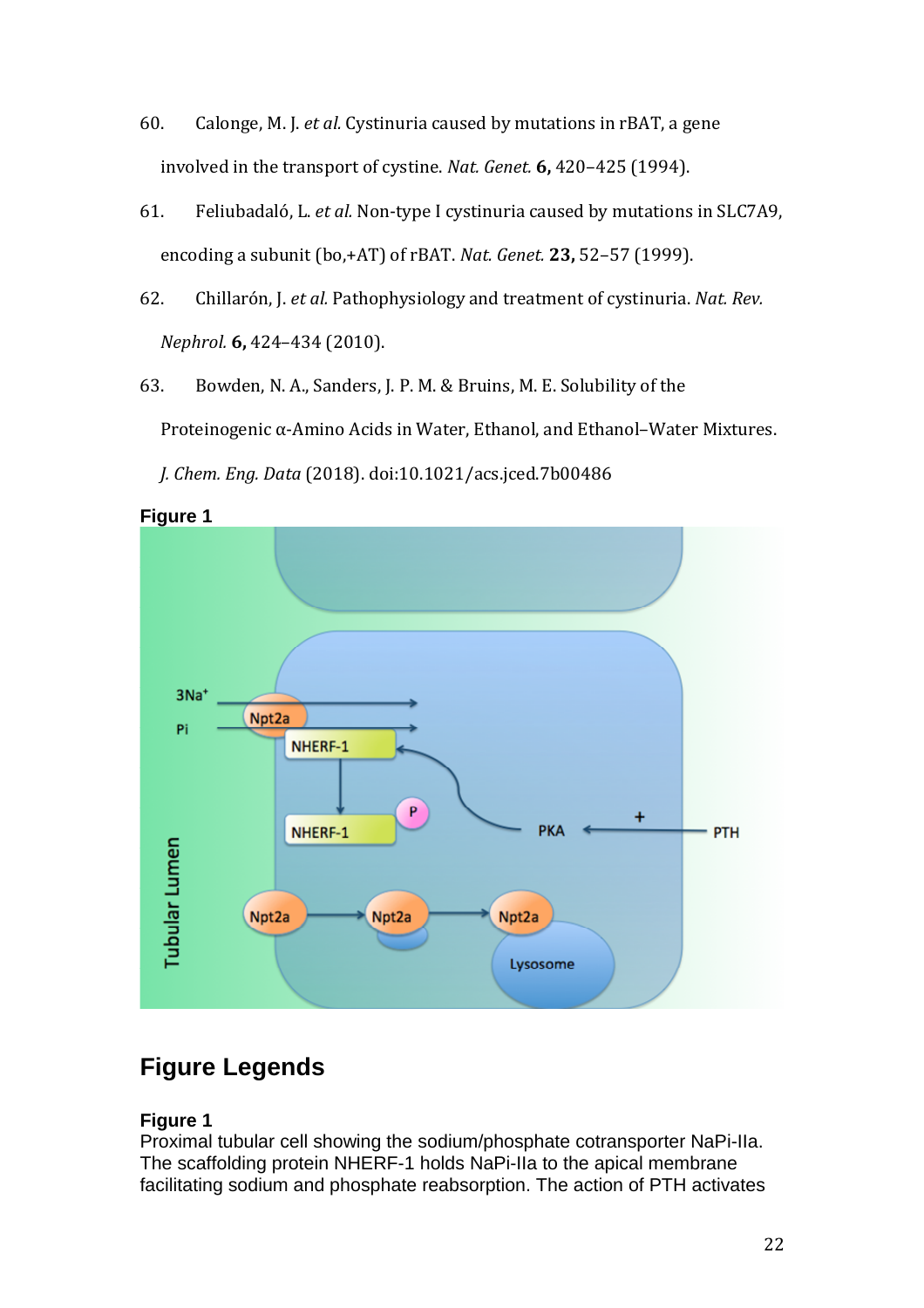60. Calonge, M. J. *et al.* Cystinuria caused by mutations in rBAT, a gene involved in the transport of cystine. *Nat. Genet.* **6,** 420–425 (1994).

61. Feliubadaló, L. *et al.* Non-type I cystinuria caused by mutations in SLC7A9, encoding a subunit (bo,+AT) of rBAT. *Nat. Genet.* **23,** 52–57 (1999).

62. Chillarón, J. *et al.* Pathophysiology and treatment of cystinuria. *Nat. Rev. Nephrol.* **6,** 424–434 (2010).

63. Bowden, N. A., Sanders, J. P. M. & Bruins, M. E. Solubility of the Proteinogenic α-Amino Acids in Water, Ethanol, and Ethanol–Water Mixtures. *J. Chem. Eng. Data* (2018). doi:10.1021/acs.jced.7b00486

**Figure 1**

# Figure Legends

**Figure 1**
Proximal tubular cell showing the sodium/phosphate cotransporter NaPi-IIa. The scaffolding protein NHERF-1 holds NaPi-IIa to the apical membrane facilitating sodium and phosphate reabsorption. The action of PTH activates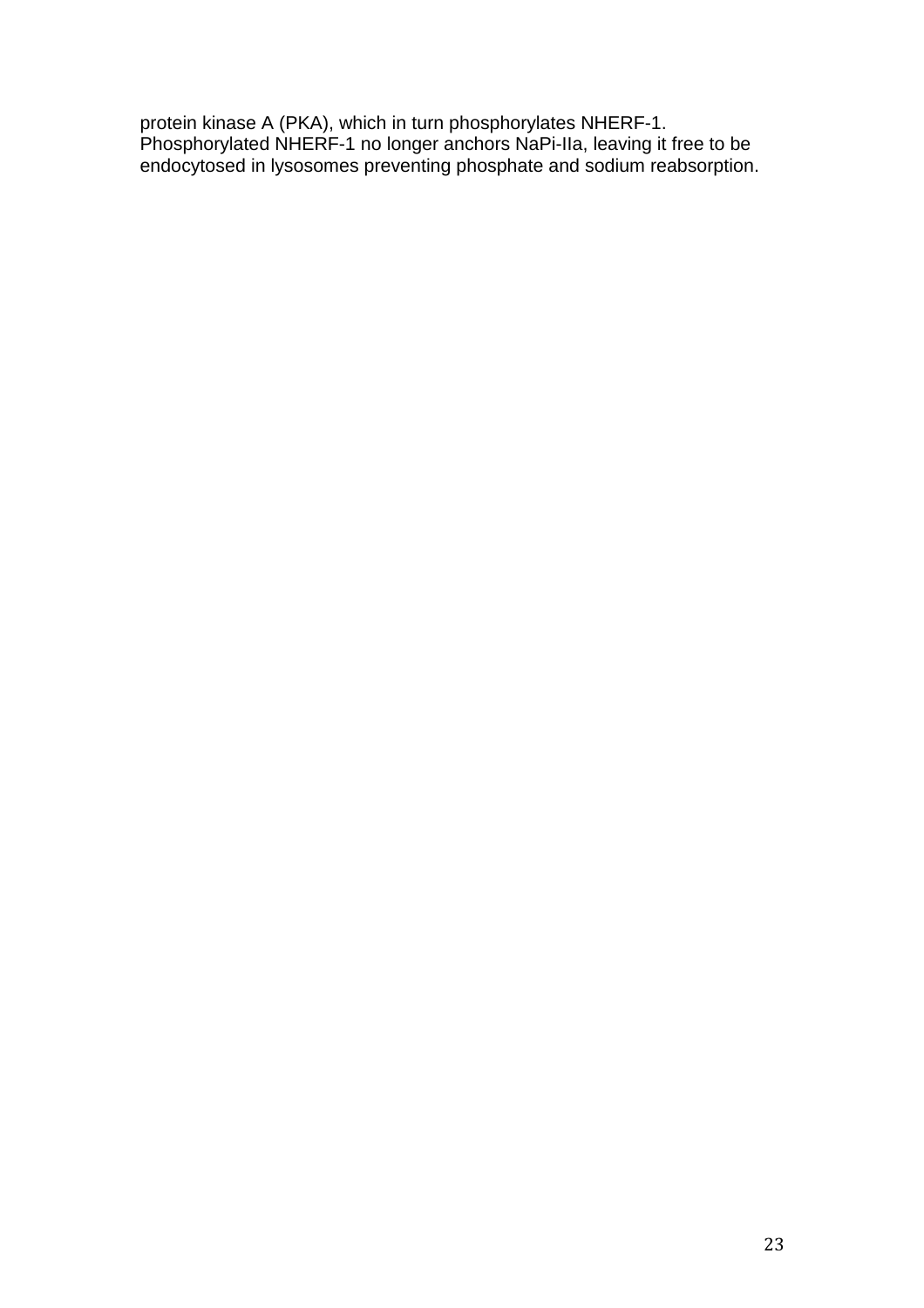protein kinase A (PKA), which in turn phosphorylates NHERF-1. Phosphorylated NHERF-1 no longer anchors NaPi-IIa, leaving it free to be endocytosed in lysosomes preventing phosphate and sodium reabsorption.